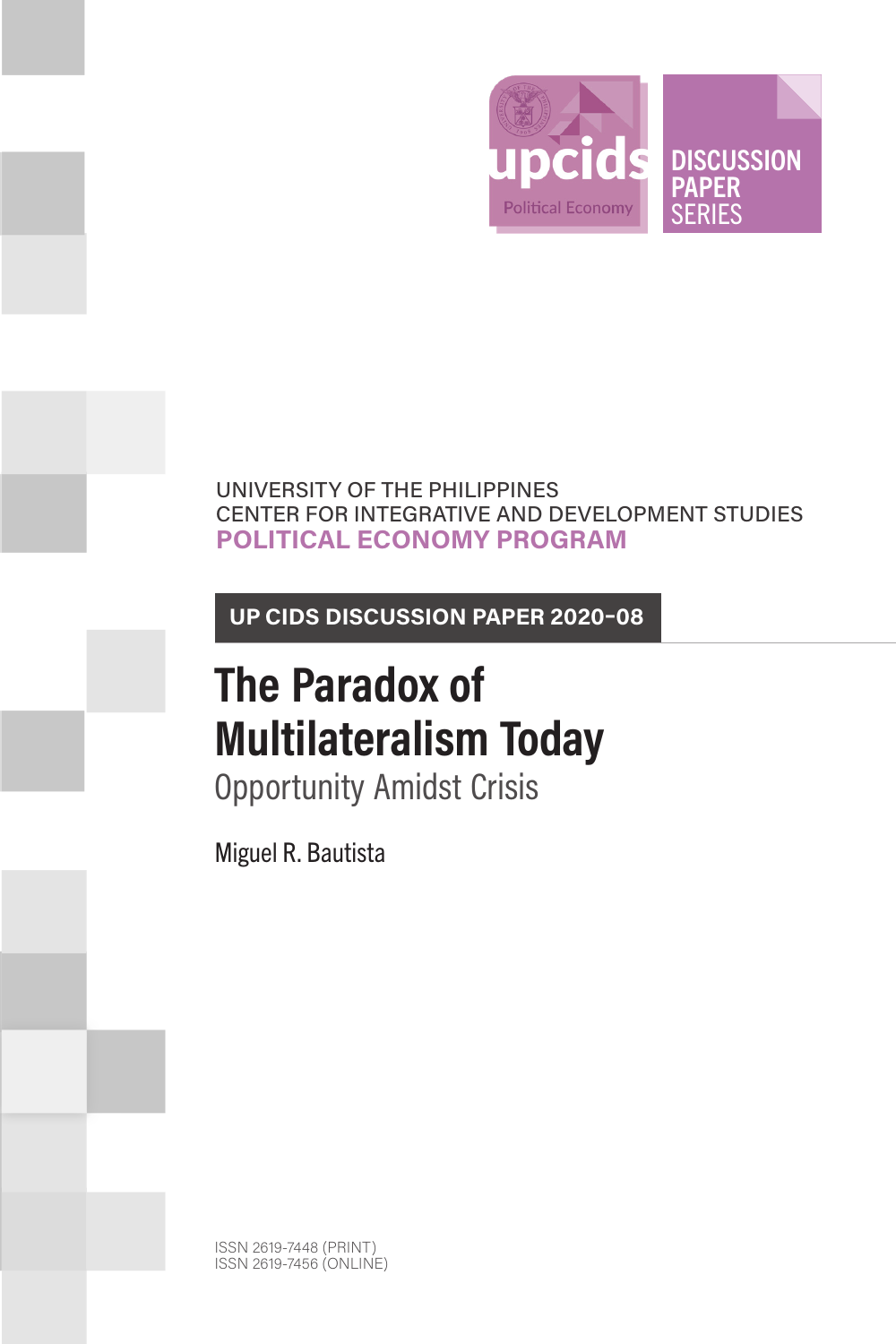upcids Political Economy

DISCUSSION PAPER SERIES

UNIVERSITY OF THE PHILIPPINES
CENTER FOR INTEGRATIVE AND DEVELOPMENT STUDIES
**POLITICAL ECONOMY PROGRAM**

**UP CIDS DISCUSSION PAPER 2020-08**

# The Paradox of Multilateralism Today

## Opportunity Amidst Crisis

Miguel R. Bautista

ISSN 2619-7448 (PRINT)
ISSN 2619-7456 (ONLINE)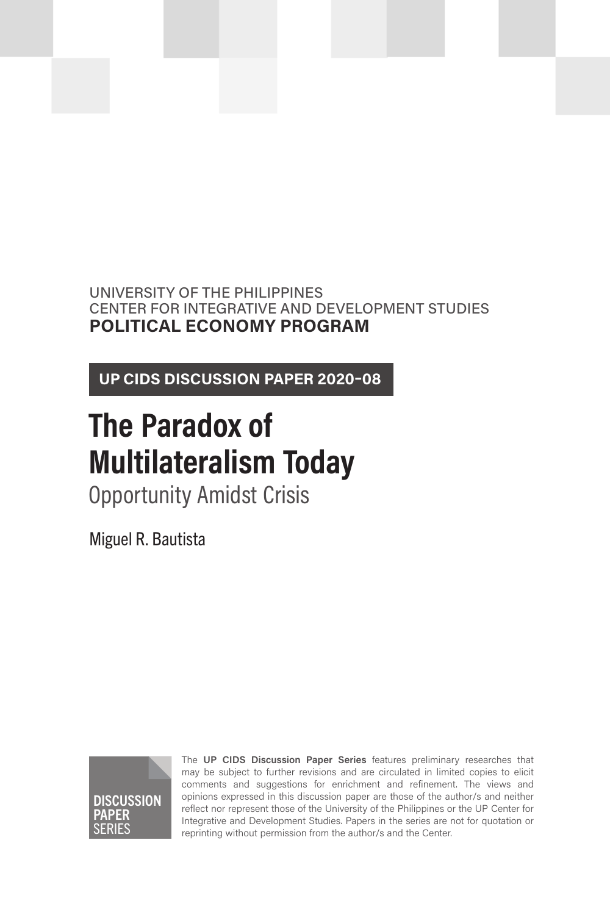UNIVERSITY OF THE PHILIPPINES
CENTER FOR INTEGRATIVE AND DEVELOPMENT STUDIES
**POLITICAL ECONOMY PROGRAM**

**UP CIDS DISCUSSION PAPER 2020-08**

# The Paradox of Multilateralism Today

## Opportunity Amidst Crisis

Miguel R. Bautista

DISCUSSION PAPER SERIES

The **UP CIDS Discussion Paper Series** features preliminary researches that may be subject to further revisions and are circulated in limited copies to elicit comments and suggestions for enrichment and refinement. The views and opinions expressed in this discussion paper are those of the author/s and neither reflect nor represent those of the University of the Philippines or the UP Center for Integrative and Development Studies. Papers in the series are not for quotation or reprinting without permission from the author/s and the Center.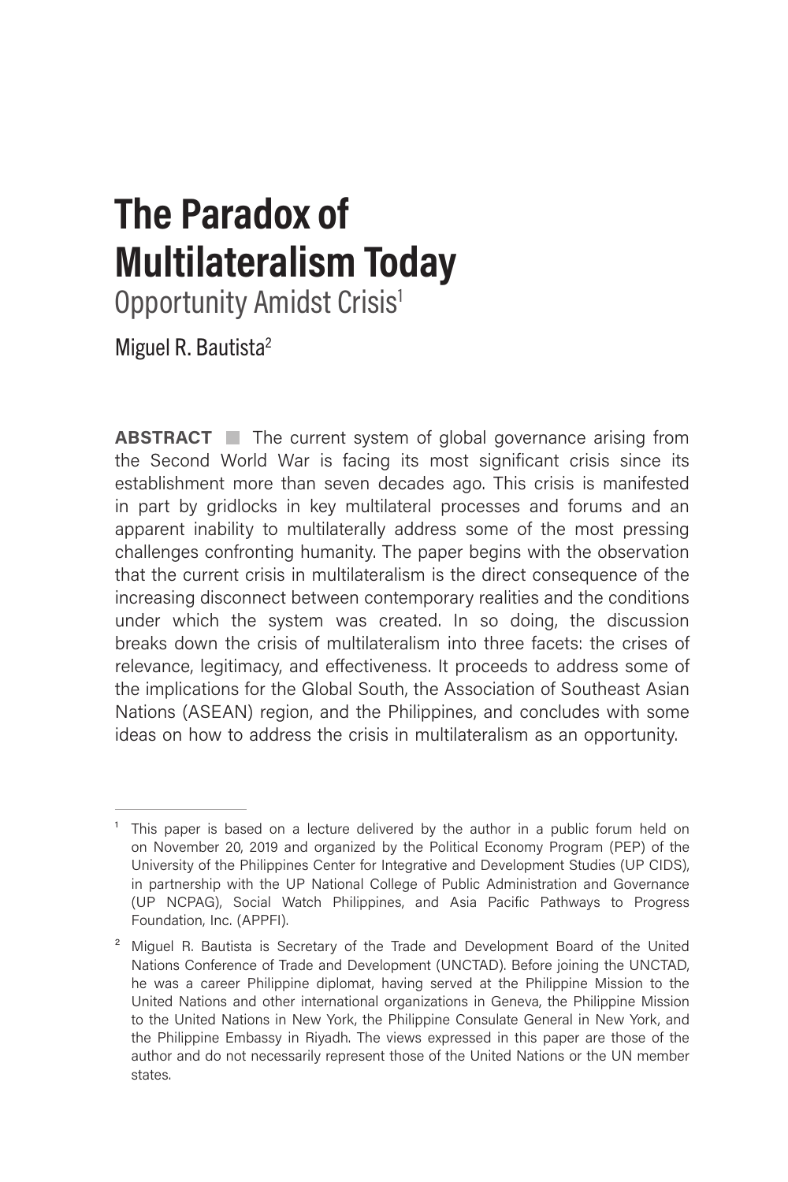# The Paradox of Multilateralism Today

## Opportunity Amidst Crisis[1]

Miguel R. Bautista[2]

**ABSTRACT** ■ The current system of global governance arising from the Second World War is facing its most significant crisis since its establishment more than seven decades ago. This crisis is manifested in part by gridlocks in key multilateral processes and forums and an apparent inability to multilaterally address some of the most pressing challenges confronting humanity. The paper begins with the observation that the current crisis in multilateralism is the direct consequence of the increasing disconnect between contemporary realities and the conditions under which the system was created. In so doing, the discussion breaks down the crisis of multilateralism into three facets: the crises of relevance, legitimacy, and effectiveness. It proceeds to address some of the implications for the Global South, the Association of Southeast Asian Nations (ASEAN) region, and the Philippines, and concludes with some ideas on how to address the crisis in multilateralism as an opportunity.

---

[1] This paper is based on a lecture delivered by the author in a public forum held on on November 20, 2019 and organized by the Political Economy Program (PEP) of the University of the Philippines Center for Integrative and Development Studies (UP CIDS), in partnership with the UP National College of Public Administration and Governance (UP NCPAG), Social Watch Philippines, and Asia Pacific Pathways to Progress Foundation, Inc. (APPFI).

[2] Miguel R. Bautista is Secretary of the Trade and Development Board of the United Nations Conference of Trade and Development (UNCTAD). Before joining the UNCTAD, he was a career Philippine diplomat, having served at the Philippine Mission to the United Nations and other international organizations in Geneva, the Philippine Mission to the United Nations in New York, the Philippine Consulate General in New York, and the Philippine Embassy in Riyadh. The views expressed in this paper are those of the author and do not necessarily represent those of the United Nations or the UN member states.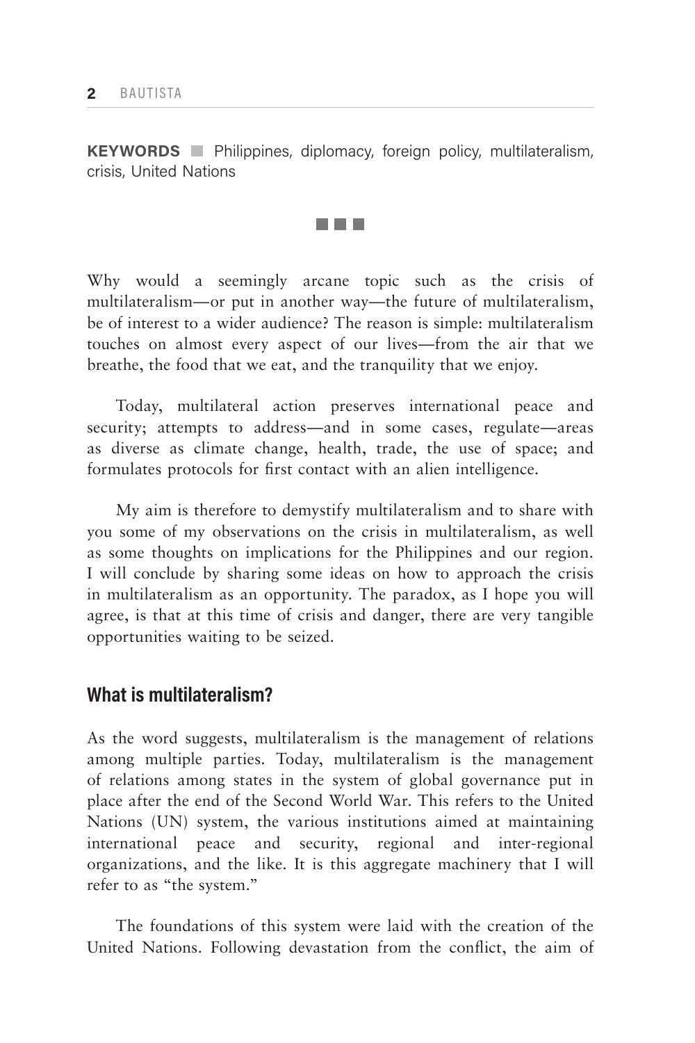**KEYWORDS** ■ Philippines, diplomacy, foreign policy, multilateralism, crisis, United Nations

■ ■ ■

Why would a seemingly arcane topic such as the crisis of multilateralism—or put in another way—the future of multilateralism, be of interest to a wider audience? The reason is simple: multilateralism touches on almost every aspect of our lives—from the air that we breathe, the food that we eat, and the tranquility that we enjoy.

Today, multilateral action preserves international peace and security; attempts to address—and in some cases, regulate—areas as diverse as climate change, health, trade, the use of space; and formulates protocols for first contact with an alien intelligence.

My aim is therefore to demystify multilateralism and to share with you some of my observations on the crisis in multilateralism, as well as some thoughts on implications for the Philippines and our region. I will conclude by sharing some ideas on how to approach the crisis in multilateralism as an opportunity. The paradox, as I hope you will agree, is that at this time of crisis and danger, there are very tangible opportunities waiting to be seized.

## What is multilateralism?

As the word suggests, multilateralism is the management of relations among multiple parties. Today, multilateralism is the management of relations among states in the system of global governance put in place after the end of the Second World War. This refers to the United Nations (UN) system, the various institutions aimed at maintaining international peace and security, regional and inter-regional organizations, and the like. It is this aggregate machinery that I will refer to as "the system."

The foundations of this system were laid with the creation of the United Nations. Following devastation from the conflict, the aim of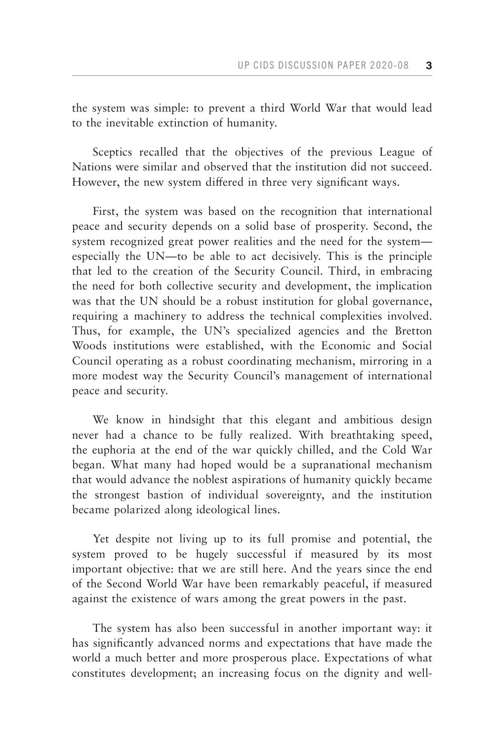the system was simple: to prevent a third World War that would lead to the inevitable extinction of humanity.

Sceptics recalled that the objectives of the previous League of Nations were similar and observed that the institution did not succeed. However, the new system differed in three very significant ways.

First, the system was based on the recognition that international peace and security depends on a solid base of prosperity. Second, the system recognized great power realities and the need for the system—especially the UN—to be able to act decisively. This is the principle that led to the creation of the Security Council. Third, in embracing the need for both collective security and development, the implication was that the UN should be a robust institution for global governance, requiring a machinery to address the technical complexities involved. Thus, for example, the UN's specialized agencies and the Bretton Woods institutions were established, with the Economic and Social Council operating as a robust coordinating mechanism, mirroring in a more modest way the Security Council's management of international peace and security.

We know in hindsight that this elegant and ambitious design never had a chance to be fully realized. With breathtaking speed, the euphoria at the end of the war quickly chilled, and the Cold War began. What many had hoped would be a supranational mechanism that would advance the noblest aspirations of humanity quickly became the strongest bastion of individual sovereignty, and the institution became polarized along ideological lines.

Yet despite not living up to its full promise and potential, the system proved to be hugely successful if measured by its most important objective: that we are still here. And the years since the end of the Second World War have been remarkably peaceful, if measured against the existence of wars among the great powers in the past.

The system has also been successful in another important way: it has significantly advanced norms and expectations that have made the world a much better and more prosperous place. Expectations of what constitutes development; an increasing focus on the dignity and well-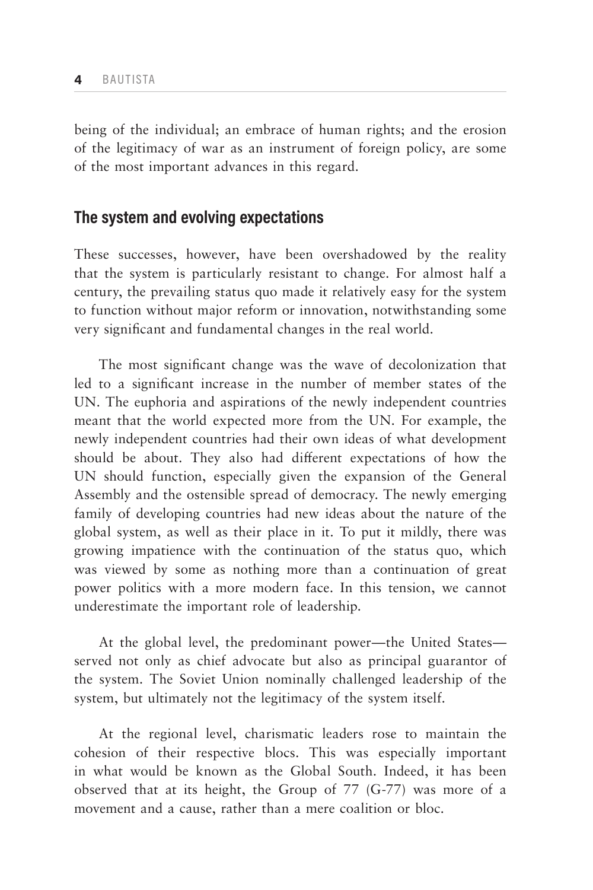being of the individual; an embrace of human rights; and the erosion of the legitimacy of war as an instrument of foreign policy, are some of the most important advances in this regard.

## The system and evolving expectations

These successes, however, have been overshadowed by the reality that the system is particularly resistant to change. For almost half a century, the prevailing status quo made it relatively easy for the system to function without major reform or innovation, notwithstanding some very significant and fundamental changes in the real world.

The most significant change was the wave of decolonization that led to a significant increase in the number of member states of the UN. The euphoria and aspirations of the newly independent countries meant that the world expected more from the UN. For example, the newly independent countries had their own ideas of what development should be about. They also had different expectations of how the UN should function, especially given the expansion of the General Assembly and the ostensible spread of democracy. The newly emerging family of developing countries had new ideas about the nature of the global system, as well as their place in it. To put it mildly, there was growing impatience with the continuation of the status quo, which was viewed by some as nothing more than a continuation of great power politics with a more modern face. In this tension, we cannot underestimate the important role of leadership.

At the global level, the predominant power—the United States—served not only as chief advocate but also as principal guarantor of the system. The Soviet Union nominally challenged leadership of the system, but ultimately not the legitimacy of the system itself.

At the regional level, charismatic leaders rose to maintain the cohesion of their respective blocs. This was especially important in what would be known as the Global South. Indeed, it has been observed that at its height, the Group of 77 (G-77) was more of a movement and a cause, rather than a mere coalition or bloc.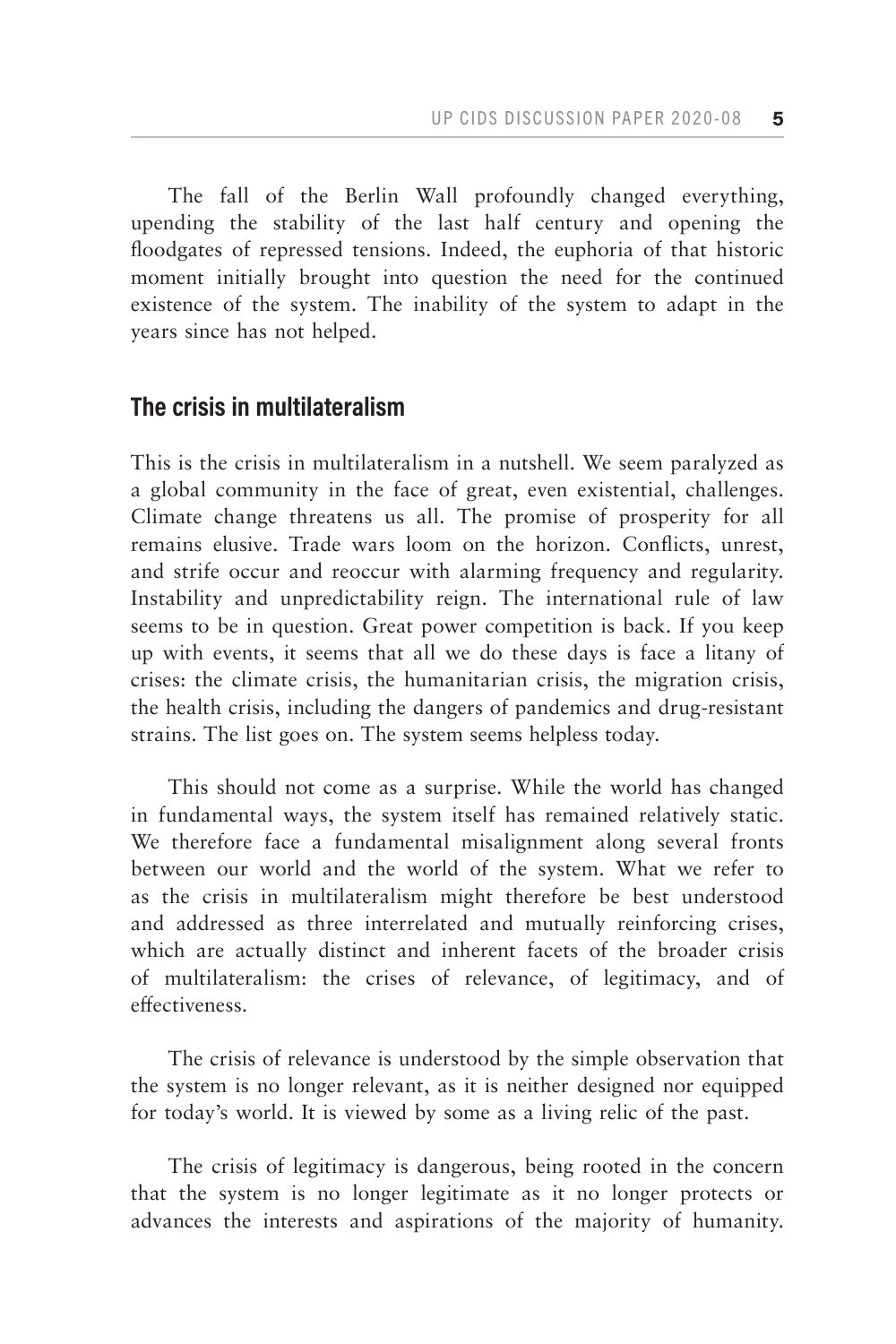The fall of the Berlin Wall profoundly changed everything, upending the stability of the last half century and opening the floodgates of repressed tensions. Indeed, the euphoria of that historic moment initially brought into question the need for the continued existence of the system. The inability of the system to adapt in the years since has not helped.

## The crisis in multilateralism

This is the crisis in multilateralism in a nutshell. We seem paralyzed as a global community in the face of great, even existential, challenges. Climate change threatens us all. The promise of prosperity for all remains elusive. Trade wars loom on the horizon. Conflicts, unrest, and strife occur and reoccur with alarming frequency and regularity. Instability and unpredictability reign. The international rule of law seems to be in question. Great power competition is back. If you keep up with events, it seems that all we do these days is face a litany of crises: the climate crisis, the humanitarian crisis, the migration crisis, the health crisis, including the dangers of pandemics and drug-resistant strains. The list goes on. The system seems helpless today.

This should not come as a surprise. While the world has changed in fundamental ways, the system itself has remained relatively static. We therefore face a fundamental misalignment along several fronts between our world and the world of the system. What we refer to as the crisis in multilateralism might therefore be best understood and addressed as three interrelated and mutually reinforcing crises, which are actually distinct and inherent facets of the broader crisis of multilateralism: the crises of relevance, of legitimacy, and of effectiveness.

The crisis of relevance is understood by the simple observation that the system is no longer relevant, as it is neither designed nor equipped for today's world. It is viewed by some as a living relic of the past.

The crisis of legitimacy is dangerous, being rooted in the concern that the system is no longer legitimate as it no longer protects or advances the interests and aspirations of the majority of humanity.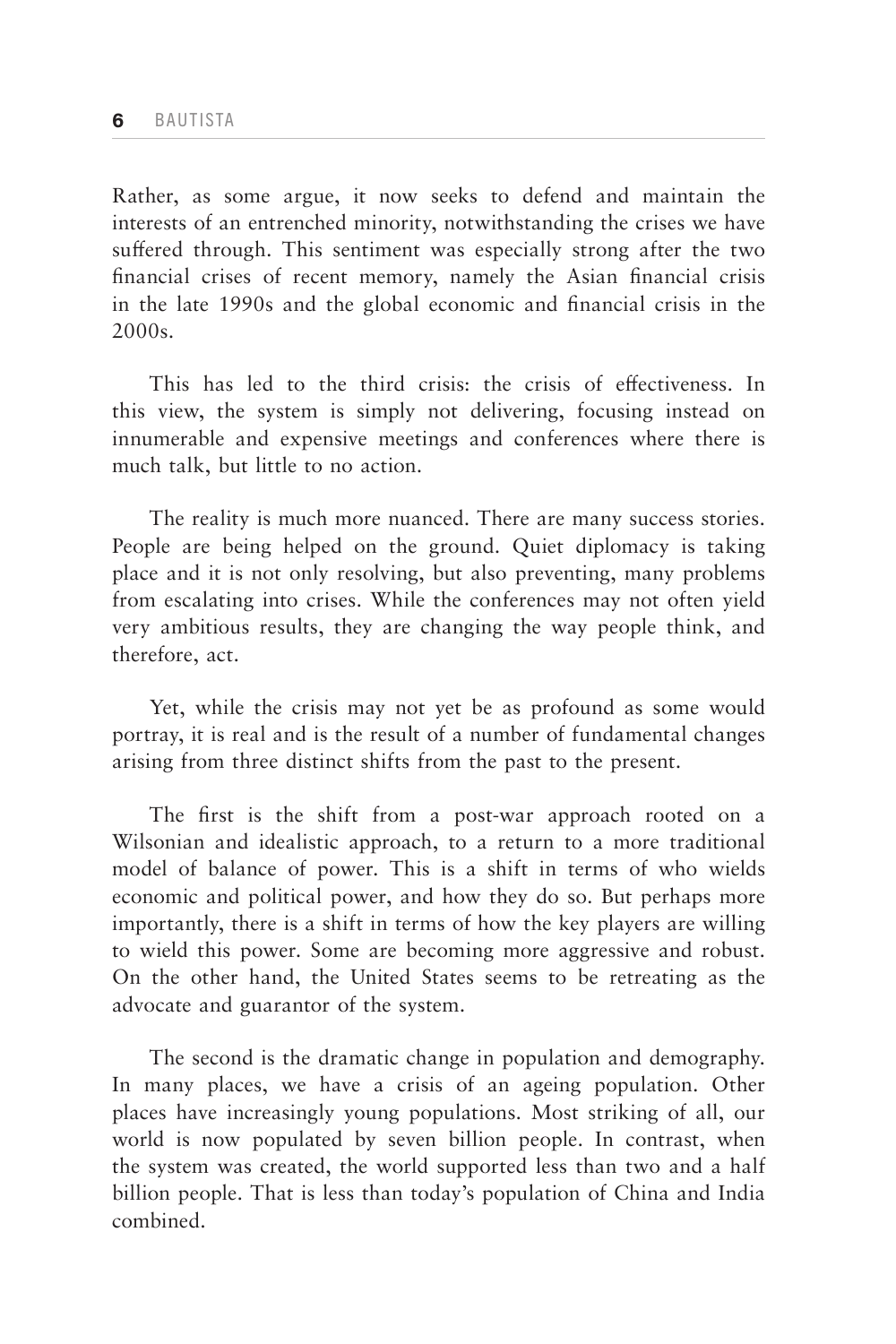Rather, as some argue, it now seeks to defend and maintain the interests of an entrenched minority, notwithstanding the crises we have suffered through. This sentiment was especially strong after the two financial crises of recent memory, namely the Asian financial crisis in the late 1990s and the global economic and financial crisis in the 2000s.

This has led to the third crisis: the crisis of effectiveness. In this view, the system is simply not delivering, focusing instead on innumerable and expensive meetings and conferences where there is much talk, but little to no action.

The reality is much more nuanced. There are many success stories. People are being helped on the ground. Quiet diplomacy is taking place and it is not only resolving, but also preventing, many problems from escalating into crises. While the conferences may not often yield very ambitious results, they are changing the way people think, and therefore, act.

Yet, while the crisis may not yet be as profound as some would portray, it is real and is the result of a number of fundamental changes arising from three distinct shifts from the past to the present.

The first is the shift from a post-war approach rooted on a Wilsonian and idealistic approach, to a return to a more traditional model of balance of power. This is a shift in terms of who wields economic and political power, and how they do so. But perhaps more importantly, there is a shift in terms of how the key players are willing to wield this power. Some are becoming more aggressive and robust. On the other hand, the United States seems to be retreating as the advocate and guarantor of the system.

The second is the dramatic change in population and demography. In many places, we have a crisis of an ageing population. Other places have increasingly young populations. Most striking of all, our world is now populated by seven billion people. In contrast, when the system was created, the world supported less than two and a half billion people. That is less than today's population of China and India combined.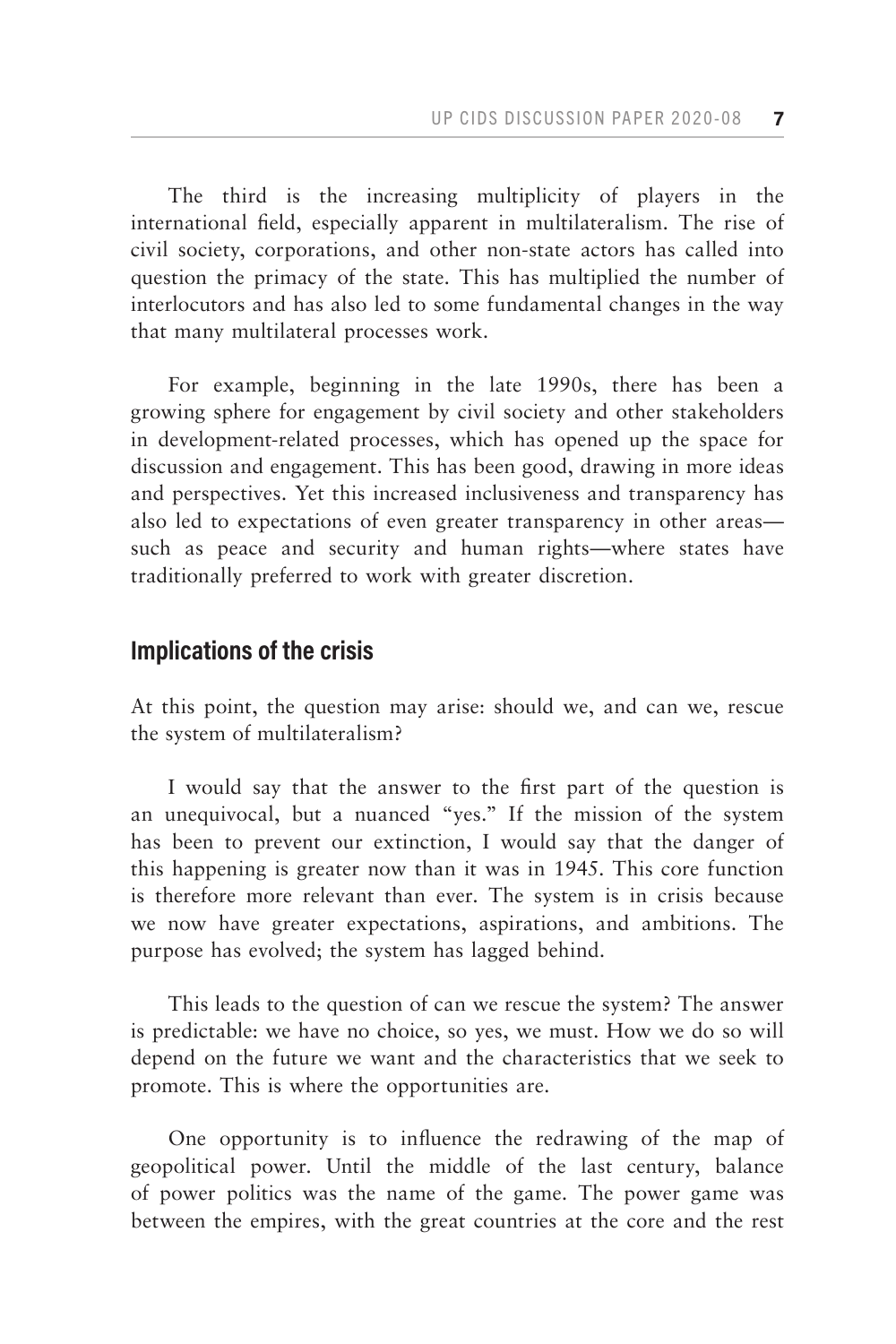The third is the increasing multiplicity of players in the international field, especially apparent in multilateralism. The rise of civil society, corporations, and other non-state actors has called into question the primacy of the state. This has multiplied the number of interlocutors and has also led to some fundamental changes in the way that many multilateral processes work.

For example, beginning in the late 1990s, there has been a growing sphere for engagement by civil society and other stakeholders in development-related processes, which has opened up the space for discussion and engagement. This has been good, drawing in more ideas and perspectives. Yet this increased inclusiveness and transparency has also led to expectations of even greater transparency in other areas—such as peace and security and human rights—where states have traditionally preferred to work with greater discretion.

## Implications of the crisis

At this point, the question may arise: should we, and can we, rescue the system of multilateralism?

I would say that the answer to the first part of the question is an unequivocal, but a nuanced "yes." If the mission of the system has been to prevent our extinction, I would say that the danger of this happening is greater now than it was in 1945. This core function is therefore more relevant than ever. The system is in crisis because we now have greater expectations, aspirations, and ambitions. The purpose has evolved; the system has lagged behind.

This leads to the question of can we rescue the system? The answer is predictable: we have no choice, so yes, we must. How we do so will depend on the future we want and the characteristics that we seek to promote. This is where the opportunities are.

One opportunity is to influence the redrawing of the map of geopolitical power. Until the middle of the last century, balance of power politics was the name of the game. The power game was between the empires, with the great countries at the core and the rest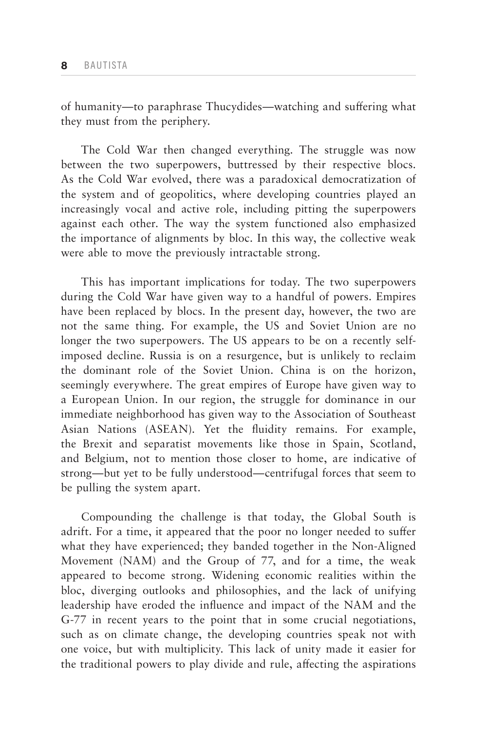of humanity—to paraphrase Thucydides—watching and suffering what they must from the periphery.

The Cold War then changed everything. The struggle was now between the two superpowers, buttressed by their respective blocs. As the Cold War evolved, there was a paradoxical democratization of the system and of geopolitics, where developing countries played an increasingly vocal and active role, including pitting the superpowers against each other. The way the system functioned also emphasized the importance of alignments by bloc. In this way, the collective weak were able to move the previously intractable strong.

This has important implications for today. The two superpowers during the Cold War have given way to a handful of powers. Empires have been replaced by blocs. In the present day, however, the two are not the same thing. For example, the US and Soviet Union are no longer the two superpowers. The US appears to be on a recently self-imposed decline. Russia is on a resurgence, but is unlikely to reclaim the dominant role of the Soviet Union. China is on the horizon, seemingly everywhere. The great empires of Europe have given way to a European Union. In our region, the struggle for dominance in our immediate neighborhood has given way to the Association of Southeast Asian Nations (ASEAN). Yet the fluidity remains. For example, the Brexit and separatist movements like those in Spain, Scotland, and Belgium, not to mention those closer to home, are indicative of strong—but yet to be fully understood—centrifugal forces that seem to be pulling the system apart.

Compounding the challenge is that today, the Global South is adrift. For a time, it appeared that the poor no longer needed to suffer what they have experienced; they banded together in the Non-Aligned Movement (NAM) and the Group of 77, and for a time, the weak appeared to become strong. Widening economic realities within the bloc, diverging outlooks and philosophies, and the lack of unifying leadership have eroded the influence and impact of the NAM and the G-77 in recent years to the point that in some crucial negotiations, such as on climate change, the developing countries speak not with one voice, but with multiplicity. This lack of unity made it easier for the traditional powers to play divide and rule, affecting the aspirations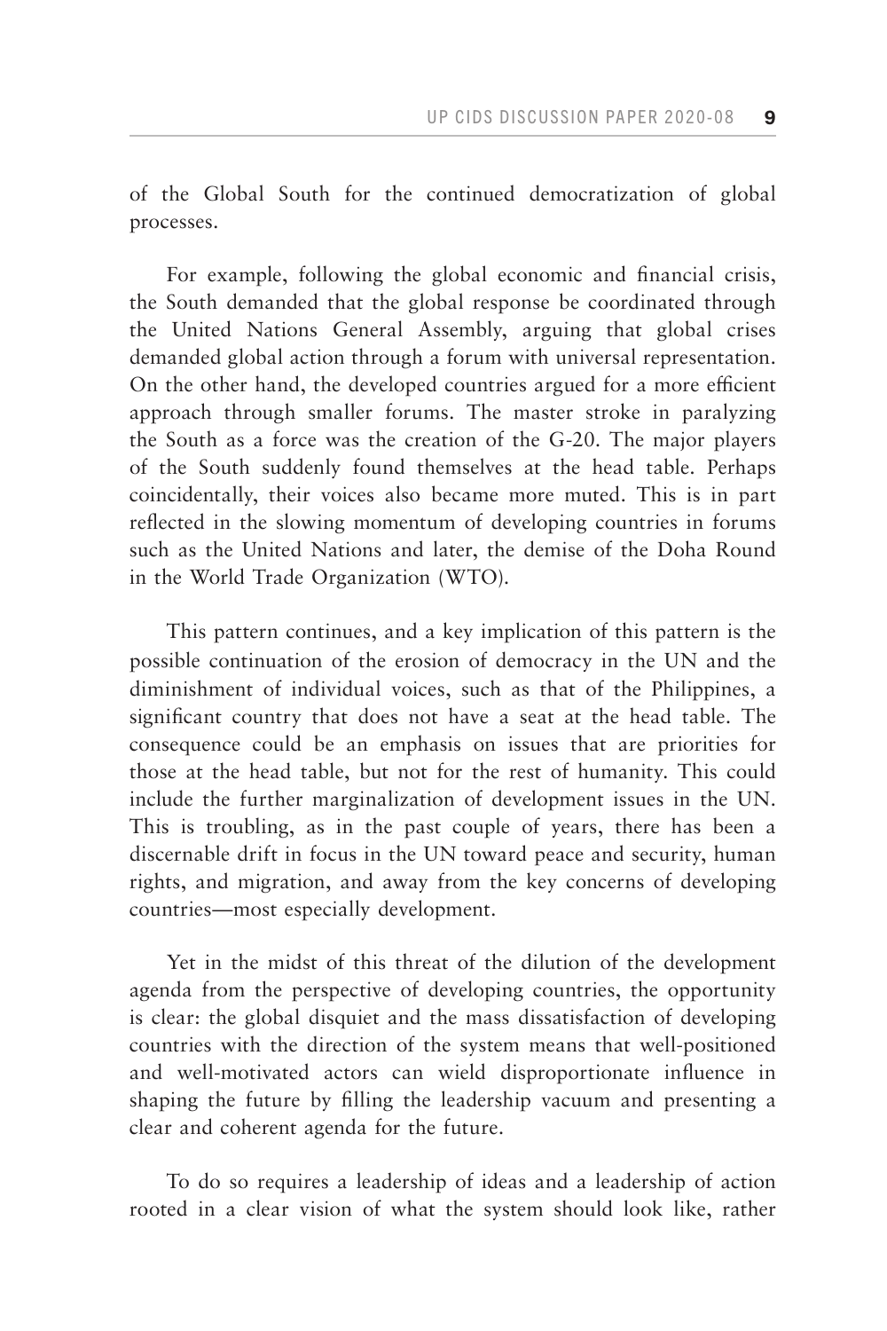of the Global South for the continued democratization of global processes.

For example, following the global economic and financial crisis, the South demanded that the global response be coordinated through the United Nations General Assembly, arguing that global crises demanded global action through a forum with universal representation. On the other hand, the developed countries argued for a more efficient approach through smaller forums. The master stroke in paralyzing the South as a force was the creation of the G-20. The major players of the South suddenly found themselves at the head table. Perhaps coincidentally, their voices also became more muted. This is in part reflected in the slowing momentum of developing countries in forums such as the United Nations and later, the demise of the Doha Round in the World Trade Organization (WTO).

This pattern continues, and a key implication of this pattern is the possible continuation of the erosion of democracy in the UN and the diminishment of individual voices, such as that of the Philippines, a significant country that does not have a seat at the head table. The consequence could be an emphasis on issues that are priorities for those at the head table, but not for the rest of humanity. This could include the further marginalization of development issues in the UN. This is troubling, as in the past couple of years, there has been a discernable drift in focus in the UN toward peace and security, human rights, and migration, and away from the key concerns of developing countries—most especially development.

Yet in the midst of this threat of the dilution of the development agenda from the perspective of developing countries, the opportunity is clear: the global disquiet and the mass dissatisfaction of developing countries with the direction of the system means that well-positioned and well-motivated actors can wield disproportionate influence in shaping the future by filling the leadership vacuum and presenting a clear and coherent agenda for the future.

To do so requires a leadership of ideas and a leadership of action rooted in a clear vision of what the system should look like, rather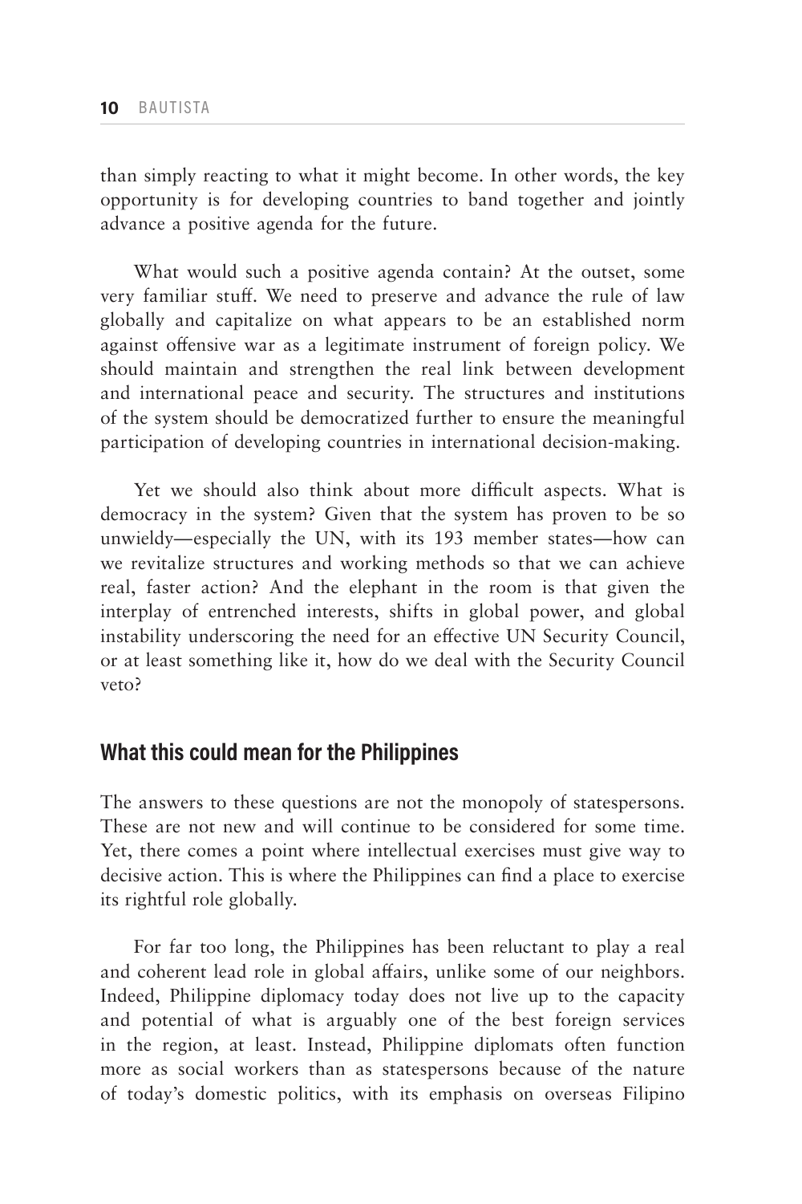than simply reacting to what it might become. In other words, the key opportunity is for developing countries to band together and jointly advance a positive agenda for the future.

What would such a positive agenda contain? At the outset, some very familiar stuff. We need to preserve and advance the rule of law globally and capitalize on what appears to be an established norm against offensive war as a legitimate instrument of foreign policy. We should maintain and strengthen the real link between development and international peace and security. The structures and institutions of the system should be democratized further to ensure the meaningful participation of developing countries in international decision-making.

Yet we should also think about more difficult aspects. What is democracy in the system? Given that the system has proven to be so unwieldy—especially the UN, with its 193 member states—how can we revitalize structures and working methods so that we can achieve real, faster action? And the elephant in the room is that given the interplay of entrenched interests, shifts in global power, and global instability underscoring the need for an effective UN Security Council, or at least something like it, how do we deal with the Security Council veto?

## What this could mean for the Philippines

The answers to these questions are not the monopoly of statespersons. These are not new and will continue to be considered for some time. Yet, there comes a point where intellectual exercises must give way to decisive action. This is where the Philippines can find a place to exercise its rightful role globally.

For far too long, the Philippines has been reluctant to play a real and coherent lead role in global affairs, unlike some of our neighbors. Indeed, Philippine diplomacy today does not live up to the capacity and potential of what is arguably one of the best foreign services in the region, at least. Instead, Philippine diplomats often function more as social workers than as statespersons because of the nature of today's domestic politics, with its emphasis on overseas Filipino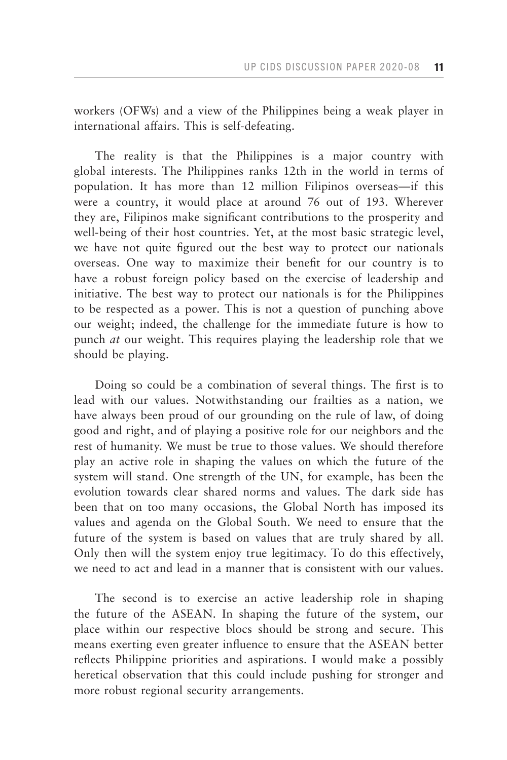workers (OFWs) and a view of the Philippines being a weak player in international affairs. This is self-defeating.

The reality is that the Philippines is a major country with global interests. The Philippines ranks 12th in the world in terms of population. It has more than 12 million Filipinos overseas—if this were a country, it would place at around 76 out of 193. Wherever they are, Filipinos make significant contributions to the prosperity and well-being of their host countries. Yet, at the most basic strategic level, we have not quite figured out the best way to protect our nationals overseas. One way to maximize their benefit for our country is to have a robust foreign policy based on the exercise of leadership and initiative. The best way to protect our nationals is for the Philippines to be respected as a power. This is not a question of punching above our weight; indeed, the challenge for the immediate future is how to punch *at* our weight. This requires playing the leadership role that we should be playing.

Doing so could be a combination of several things. The first is to lead with our values. Notwithstanding our frailties as a nation, we have always been proud of our grounding on the rule of law, of doing good and right, and of playing a positive role for our neighbors and the rest of humanity. We must be true to those values. We should therefore play an active role in shaping the values on which the future of the system will stand. One strength of the UN, for example, has been the evolution towards clear shared norms and values. The dark side has been that on too many occasions, the Global North has imposed its values and agenda on the Global South. We need to ensure that the future of the system is based on values that are truly shared by all. Only then will the system enjoy true legitimacy. To do this effectively, we need to act and lead in a manner that is consistent with our values.

The second is to exercise an active leadership role in shaping the future of the ASEAN. In shaping the future of the system, our place within our respective blocs should be strong and secure. This means exerting even greater influence to ensure that the ASEAN better reflects Philippine priorities and aspirations. I would make a possibly heretical observation that this could include pushing for stronger and more robust regional security arrangements.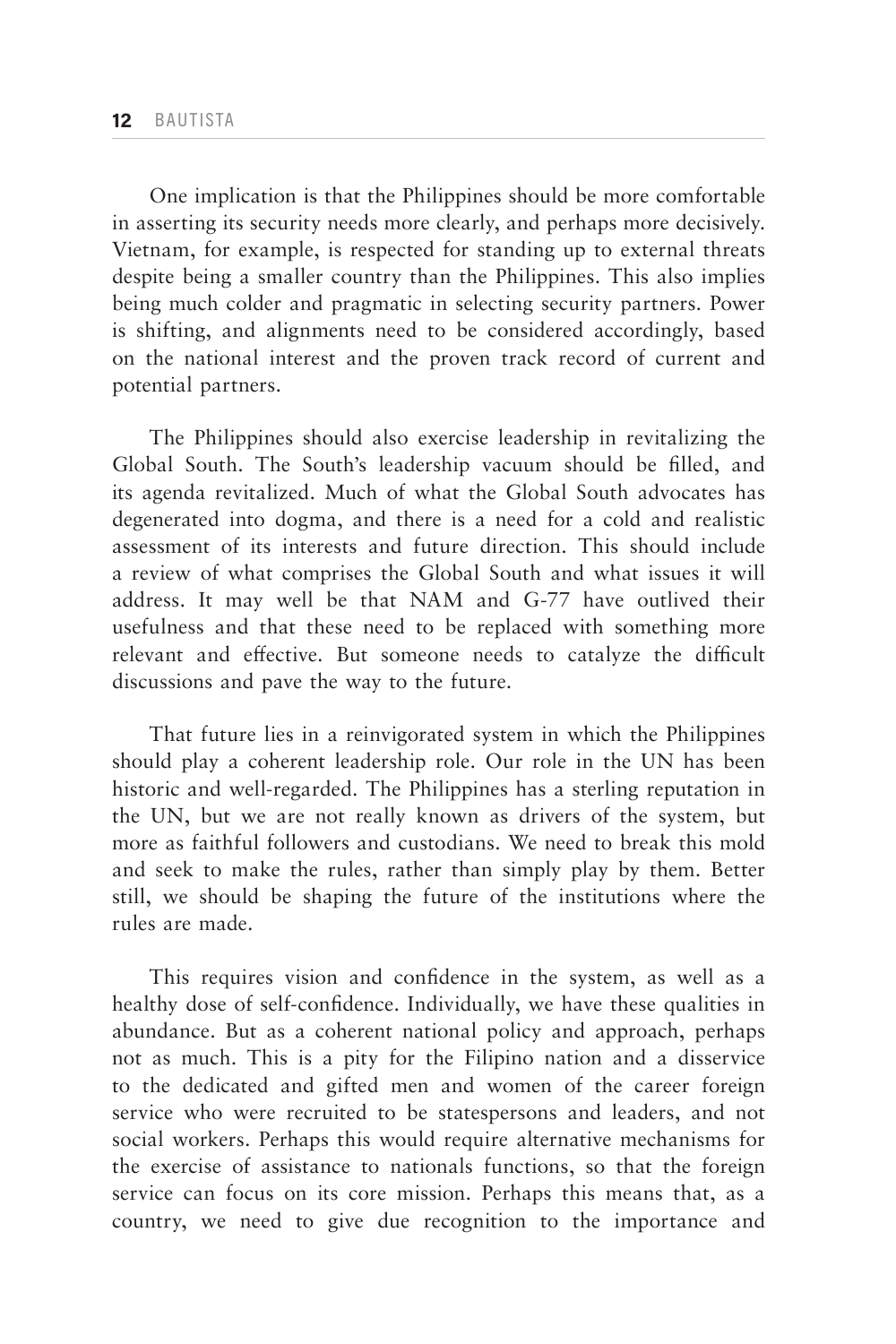One implication is that the Philippines should be more comfortable in asserting its security needs more clearly, and perhaps more decisively. Vietnam, for example, is respected for standing up to external threats despite being a smaller country than the Philippines. This also implies being much colder and pragmatic in selecting security partners. Power is shifting, and alignments need to be considered accordingly, based on the national interest and the proven track record of current and potential partners.

The Philippines should also exercise leadership in revitalizing the Global South. The South's leadership vacuum should be filled, and its agenda revitalized. Much of what the Global South advocates has degenerated into dogma, and there is a need for a cold and realistic assessment of its interests and future direction. This should include a review of what comprises the Global South and what issues it will address. It may well be that NAM and G-77 have outlived their usefulness and that these need to be replaced with something more relevant and effective. But someone needs to catalyze the difficult discussions and pave the way to the future.

That future lies in a reinvigorated system in which the Philippines should play a coherent leadership role. Our role in the UN has been historic and well-regarded. The Philippines has a sterling reputation in the UN, but we are not really known as drivers of the system, but more as faithful followers and custodians. We need to break this mold and seek to make the rules, rather than simply play by them. Better still, we should be shaping the future of the institutions where the rules are made.

This requires vision and confidence in the system, as well as a healthy dose of self-confidence. Individually, we have these qualities in abundance. But as a coherent national policy and approach, perhaps not as much. This is a pity for the Filipino nation and a disservice to the dedicated and gifted men and women of the career foreign service who were recruited to be statespersons and leaders, and not social workers. Perhaps this would require alternative mechanisms for the exercise of assistance to nationals functions, so that the foreign service can focus on its core mission. Perhaps this means that, as a country, we need to give due recognition to the importance and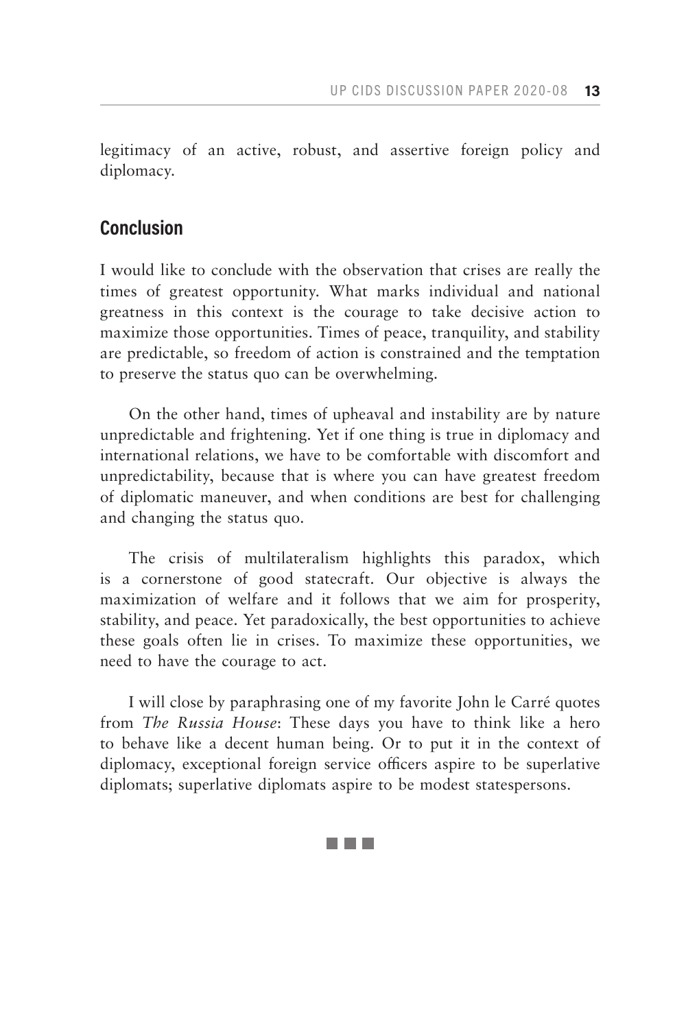legitimacy of an active, robust, and assertive foreign policy and diplomacy.

## Conclusion

I would like to conclude with the observation that crises are really the times of greatest opportunity. What marks individual and national greatness in this context is the courage to take decisive action to maximize those opportunities. Times of peace, tranquility, and stability are predictable, so freedom of action is constrained and the temptation to preserve the status quo can be overwhelming.

On the other hand, times of upheaval and instability are by nature unpredictable and frightening. Yet if one thing is true in diplomacy and international relations, we have to be comfortable with discomfort and unpredictability, because that is where you can have greatest freedom of diplomatic maneuver, and when conditions are best for challenging and changing the status quo.

The crisis of multilateralism highlights this paradox, which is a cornerstone of good statecraft. Our objective is always the maximization of welfare and it follows that we aim for prosperity, stability, and peace. Yet paradoxically, the best opportunities to achieve these goals often lie in crises. To maximize these opportunities, we need to have the courage to act.

I will close by paraphrasing one of my favorite John le Carré quotes from *The Russia House*: These days you have to think like a hero to behave like a decent human being. Or to put it in the context of diplomacy, exceptional foreign service officers aspire to be superlative diplomats; superlative diplomats aspire to be modest statespersons.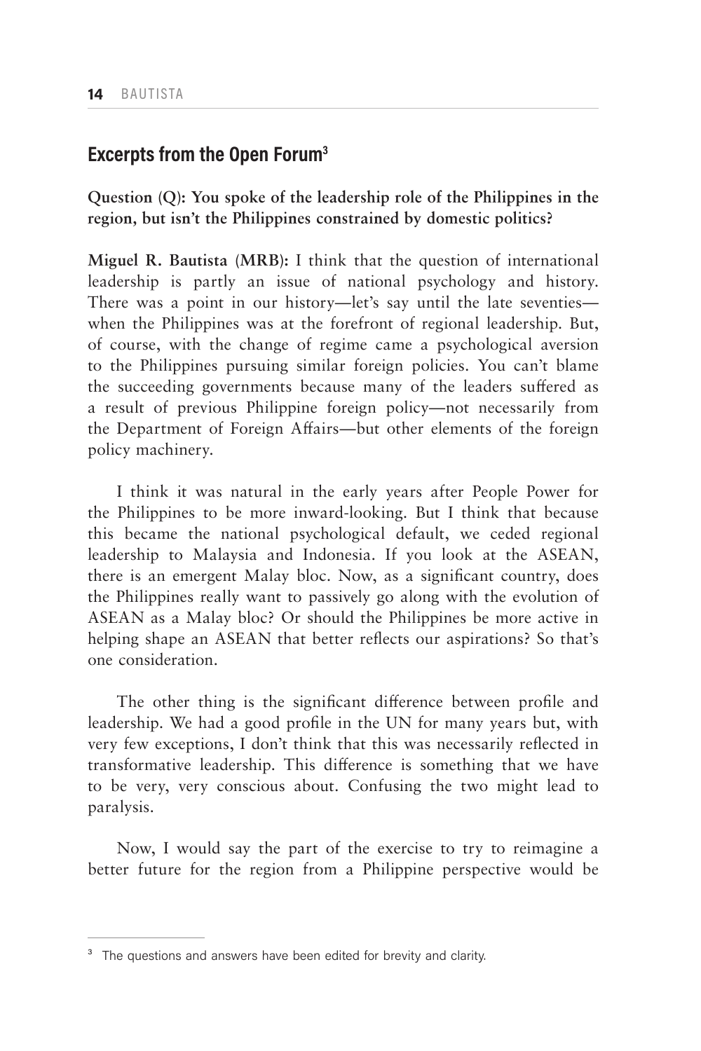## Excerpts from the Open Forum[3]

**Question (Q): You spoke of the leadership role of the Philippines in the region, but isn't the Philippines constrained by domestic politics?**

**Miguel R. Bautista (MRB):** I think that the question of international leadership is partly an issue of national psychology and history. There was a point in our history—let's say until the late seventies—when the Philippines was at the forefront of regional leadership. But, of course, with the change of regime came a psychological aversion to the Philippines pursuing similar foreign policies. You can't blame the succeeding governments because many of the leaders suffered as a result of previous Philippine foreign policy—not necessarily from the Department of Foreign Affairs—but other elements of the foreign policy machinery.

I think it was natural in the early years after People Power for the Philippines to be more inward-looking. But I think that because this became the national psychological default, we ceded regional leadership to Malaysia and Indonesia. If you look at the ASEAN, there is an emergent Malay bloc. Now, as a significant country, does the Philippines really want to passively go along with the evolution of ASEAN as a Malay bloc? Or should the Philippines be more active in helping shape an ASEAN that better reflects our aspirations? So that's one consideration.

The other thing is the significant difference between profile and leadership. We had a good profile in the UN for many years but, with very few exceptions, I don't think that this was necessarily reflected in transformative leadership. This difference is something that we have to be very, very conscious about. Confusing the two might lead to paralysis.

Now, I would say the part of the exercise to try to reimagine a better future for the region from a Philippine perspective would be

---

[3] The questions and answers have been edited for brevity and clarity.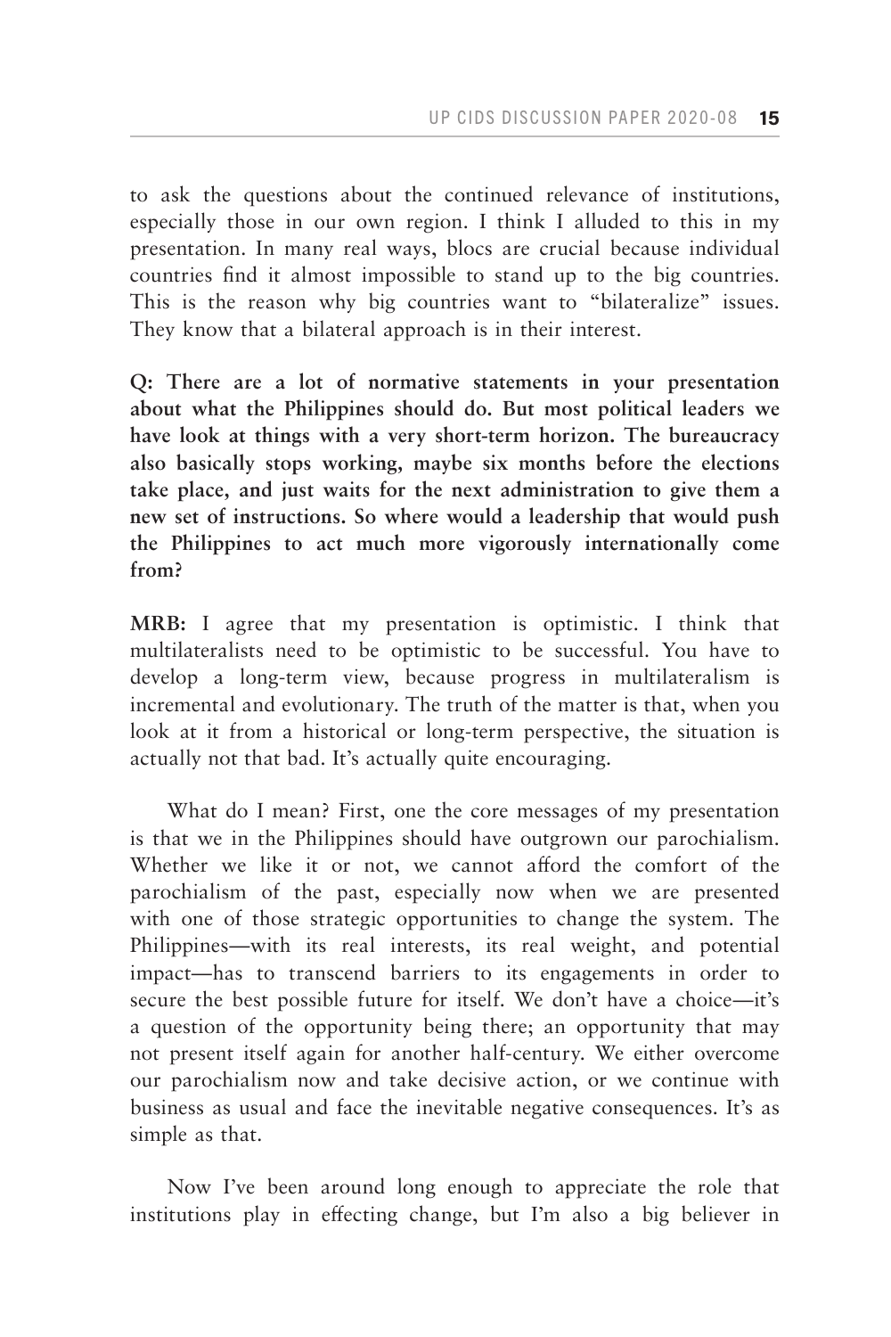to ask the questions about the continued relevance of institutions, especially those in our own region. I think I alluded to this in my presentation. In many real ways, blocs are crucial because individual countries find it almost impossible to stand up to the big countries. This is the reason why big countries want to "bilateralize" issues. They know that a bilateral approach is in their interest.

**Q: There are a lot of normative statements in your presentation about what the Philippines should do. But most political leaders we have look at things with a very short-term horizon. The bureaucracy also basically stops working, maybe six months before the elections take place, and just waits for the next administration to give them a new set of instructions. So where would a leadership that would push the Philippines to act much more vigorously internationally come from?**

**MRB:** I agree that my presentation is optimistic. I think that multilateralists need to be optimistic to be successful. You have to develop a long-term view, because progress in multilateralism is incremental and evolutionary. The truth of the matter is that, when you look at it from a historical or long-term perspective, the situation is actually not that bad. It's actually quite encouraging.

What do I mean? First, one the core messages of my presentation is that we in the Philippines should have outgrown our parochialism. Whether we like it or not, we cannot afford the comfort of the parochialism of the past, especially now when we are presented with one of those strategic opportunities to change the system. The Philippines—with its real interests, its real weight, and potential impact—has to transcend barriers to its engagements in order to secure the best possible future for itself. We don't have a choice—it's a question of the opportunity being there; an opportunity that may not present itself again for another half-century. We either overcome our parochialism now and take decisive action, or we continue with business as usual and face the inevitable negative consequences. It's as simple as that.

Now I've been around long enough to appreciate the role that institutions play in effecting change, but I'm also a big believer in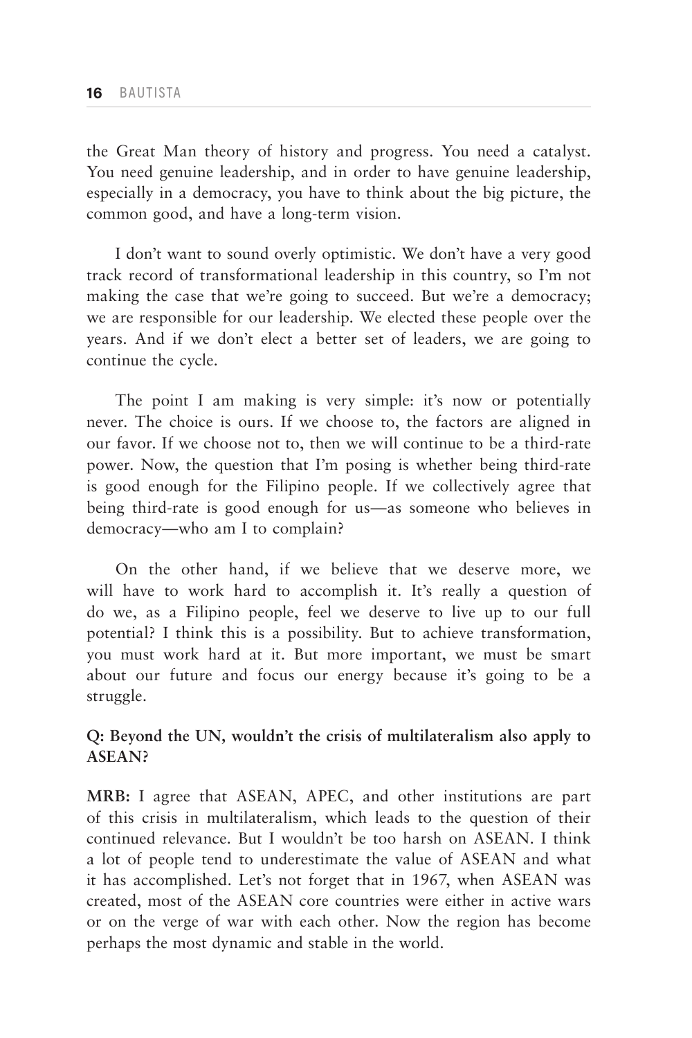the Great Man theory of history and progress. You need a catalyst. You need genuine leadership, and in order to have genuine leadership, especially in a democracy, you have to think about the big picture, the common good, and have a long-term vision.

I don't want to sound overly optimistic. We don't have a very good track record of transformational leadership in this country, so I'm not making the case that we're going to succeed. But we're a democracy; we are responsible for our leadership. We elected these people over the years. And if we don't elect a better set of leaders, we are going to continue the cycle.

The point I am making is very simple: it's now or potentially never. The choice is ours. If we choose to, the factors are aligned in our favor. If we choose not to, then we will continue to be a third-rate power. Now, the question that I'm posing is whether being third-rate is good enough for the Filipino people. If we collectively agree that being third-rate is good enough for us—as someone who believes in democracy—who am I to complain?

On the other hand, if we believe that we deserve more, we will have to work hard to accomplish it. It's really a question of do we, as a Filipino people, feel we deserve to live up to our full potential? I think this is a possibility. But to achieve transformation, you must work hard at it. But more important, we must be smart about our future and focus our energy because it's going to be a struggle.

**Q: Beyond the UN, wouldn't the crisis of multilateralism also apply to ASEAN?**

**MRB:** I agree that ASEAN, APEC, and other institutions are part of this crisis in multilateralism, which leads to the question of their continued relevance. But I wouldn't be too harsh on ASEAN. I think a lot of people tend to underestimate the value of ASEAN and what it has accomplished. Let's not forget that in 1967, when ASEAN was created, most of the ASEAN core countries were either in active wars or on the verge of war with each other. Now the region has become perhaps the most dynamic and stable in the world.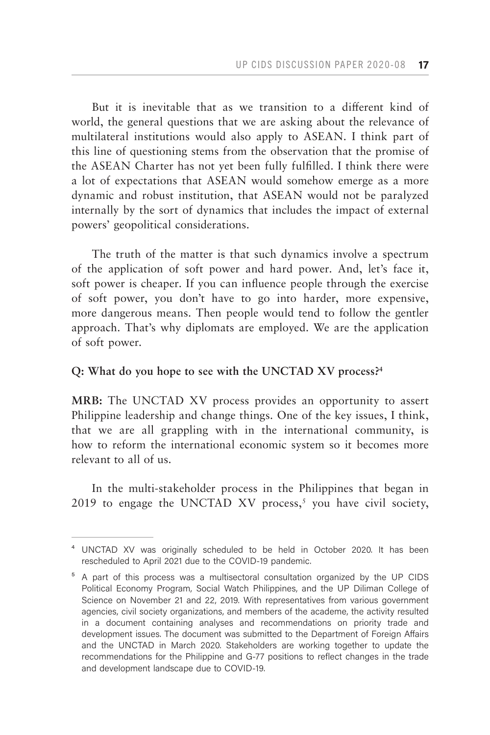But it is inevitable that as we transition to a different kind of world, the general questions that we are asking about the relevance of multilateral institutions would also apply to ASEAN. I think part of this line of questioning stems from the observation that the promise of the ASEAN Charter has not yet been fully fulfilled. I think there were a lot of expectations that ASEAN would somehow emerge as a more dynamic and robust institution, that ASEAN would not be paralyzed internally by the sort of dynamics that includes the impact of external powers' geopolitical considerations.

The truth of the matter is that such dynamics involve a spectrum of the application of soft power and hard power. And, let's face it, soft power is cheaper. If you can influence people through the exercise of soft power, you don't have to go into harder, more expensive, more dangerous means. Then people would tend to follow the gentler approach. That's why diplomats are employed. We are the application of soft power.

**Q: What do you hope to see with the UNCTAD XV process?**[4]

**MRB:** The UNCTAD XV process provides an opportunity to assert Philippine leadership and change things. One of the key issues, I think, that we are all grappling with in the international community, is how to reform the international economic system so it becomes more relevant to all of us.

In the multi-stakeholder process in the Philippines that began in 2019 to engage the UNCTAD XV process,[5] you have civil society,

---

[4] UNCTAD XV was originally scheduled to be held in October 2020. It has been rescheduled to April 2021 due to the COVID-19 pandemic.

[5] A part of this process was a multisectoral consultation organized by the UP CIDS Political Economy Program, Social Watch Philippines, and the UP Diliman College of Science on November 21 and 22, 2019. With representatives from various government agencies, civil society organizations, and members of the academe, the activity resulted in a document containing analyses and recommendations on priority trade and development issues. The document was submitted to the Department of Foreign Affairs and the UNCTAD in March 2020. Stakeholders are working together to update the recommendations for the Philippine and G-77 positions to reflect changes in the trade and development landscape due to COVID-19.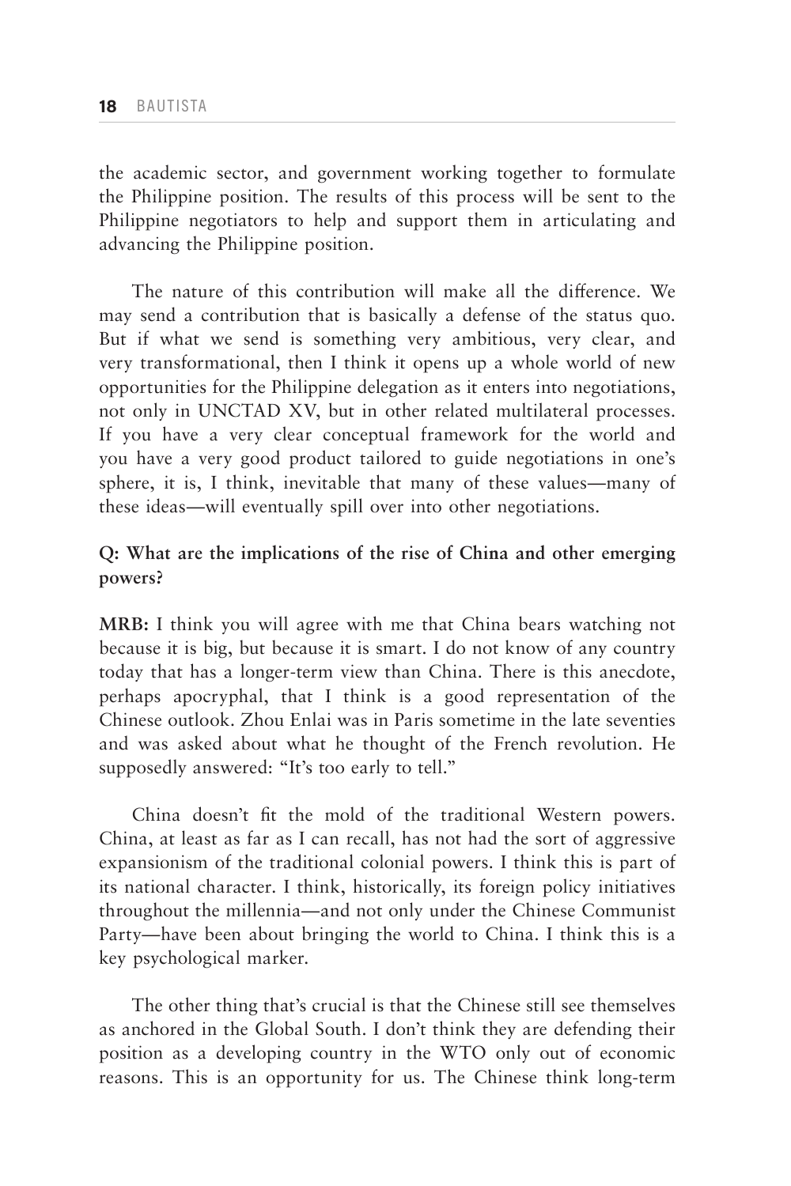the academic sector, and government working together to formulate the Philippine position. The results of this process will be sent to the Philippine negotiators to help and support them in articulating and advancing the Philippine position.

The nature of this contribution will make all the difference. We may send a contribution that is basically a defense of the status quo. But if what we send is something very ambitious, very clear, and very transformational, then I think it opens up a whole world of new opportunities for the Philippine delegation as it enters into negotiations, not only in UNCTAD XV, but in other related multilateral processes. If you have a very clear conceptual framework for the world and you have a very good product tailored to guide negotiations in one's sphere, it is, I think, inevitable that many of these values—many of these ideas—will eventually spill over into other negotiations.

**Q: What are the implications of the rise of China and other emerging powers?**

**MRB:** I think you will agree with me that China bears watching not because it is big, but because it is smart. I do not know of any country today that has a longer-term view than China. There is this anecdote, perhaps apocryphal, that I think is a good representation of the Chinese outlook. Zhou Enlai was in Paris sometime in the late seventies and was asked about what he thought of the French revolution. He supposedly answered: "It's too early to tell."

China doesn't fit the mold of the traditional Western powers. China, at least as far as I can recall, has not had the sort of aggressive expansionism of the traditional colonial powers. I think this is part of its national character. I think, historically, its foreign policy initiatives throughout the millennia—and not only under the Chinese Communist Party—have been about bringing the world to China. I think this is a key psychological marker.

The other thing that's crucial is that the Chinese still see themselves as anchored in the Global South. I don't think they are defending their position as a developing country in the WTO only out of economic reasons. This is an opportunity for us. The Chinese think long-term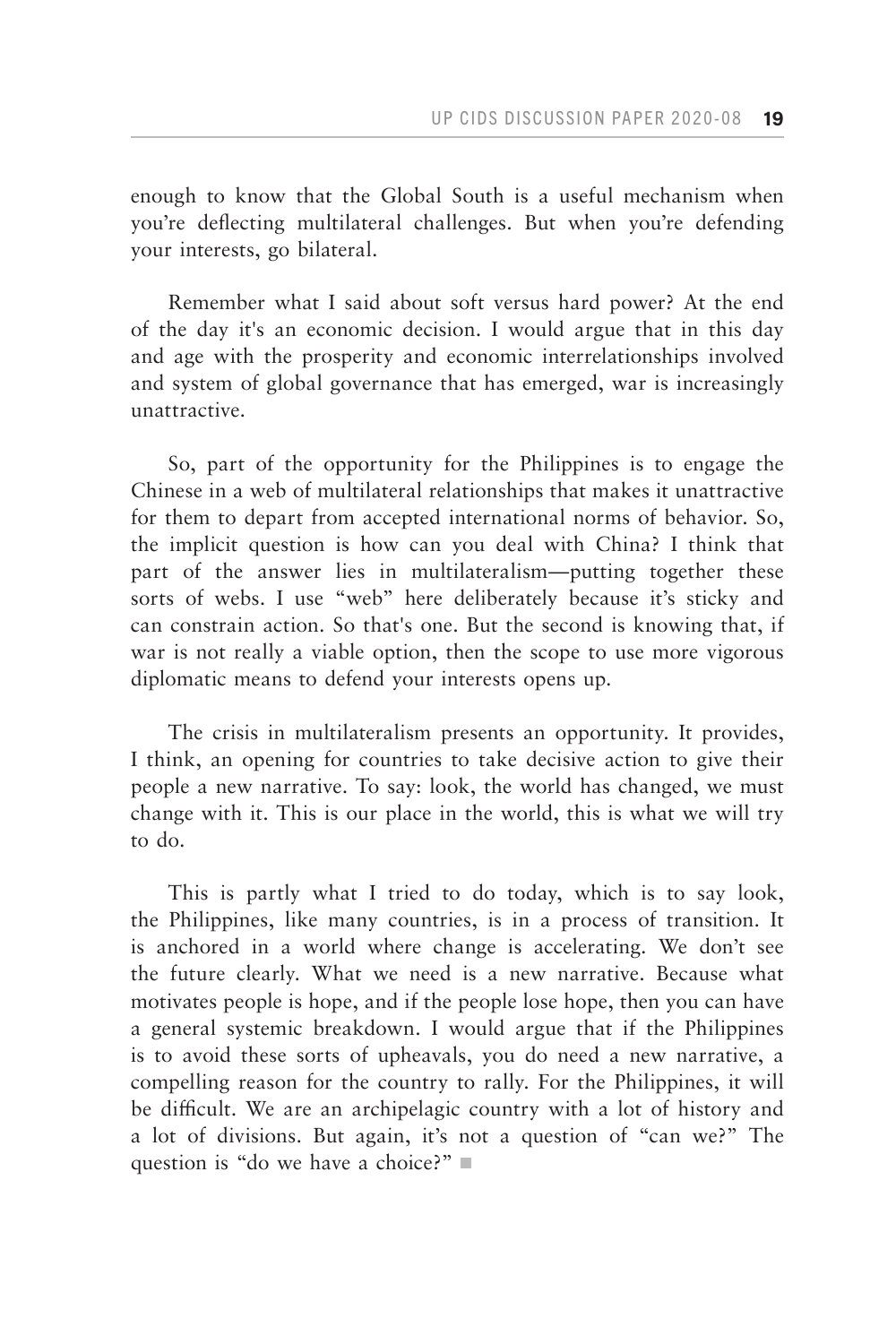enough to know that the Global South is a useful mechanism when you're deflecting multilateral challenges. But when you're defending your interests, go bilateral.

Remember what I said about soft versus hard power? At the end of the day it's an economic decision. I would argue that in this day and age with the prosperity and economic interrelationships involved and system of global governance that has emerged, war is increasingly unattractive.

So, part of the opportunity for the Philippines is to engage the Chinese in a web of multilateral relationships that makes it unattractive for them to depart from accepted international norms of behavior. So, the implicit question is how can you deal with China? I think that part of the answer lies in multilateralism—putting together these sorts of webs. I use "web" here deliberately because it's sticky and can constrain action. So that's one. But the second is knowing that, if war is not really a viable option, then the scope to use more vigorous diplomatic means to defend your interests opens up.

The crisis in multilateralism presents an opportunity. It provides, I think, an opening for countries to take decisive action to give their people a new narrative. To say: look, the world has changed, we must change with it. This is our place in the world, this is what we will try to do.

This is partly what I tried to do today, which is to say look, the Philippines, like many countries, is in a process of transition. It is anchored in a world where change is accelerating. We don't see the future clearly. What we need is a new narrative. Because what motivates people is hope, and if the people lose hope, then you can have a general systemic breakdown. I would argue that if the Philippines is to avoid these sorts of upheavals, you do need a new narrative, a compelling reason for the country to rally. For the Philippines, it will be difficult. We are an archipelagic country with a lot of history and a lot of divisions. But again, it's not a question of "can we?" The question is "do we have a choice?" ■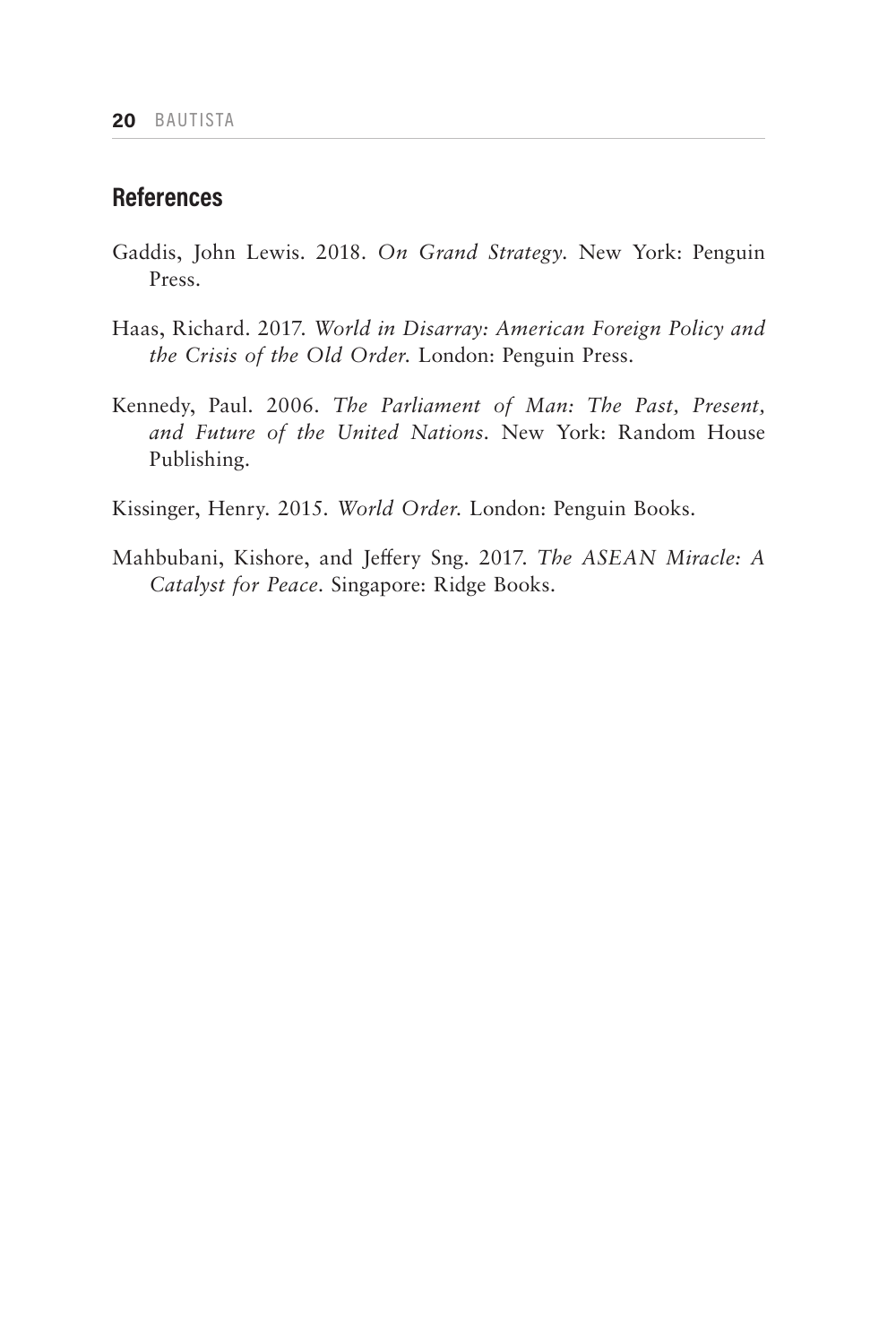## References

Gaddis, John Lewis. 2018. *On Grand Strategy*. New York: Penguin Press.

Haas, Richard. 2017. *World in Disarray: American Foreign Policy and the Crisis of the Old Order*. London: Penguin Press.

Kennedy, Paul. 2006. *The Parliament of Man: The Past, Present, and Future of the United Nations*. New York: Random House Publishing.

Kissinger, Henry. 2015. *World Order*. London: Penguin Books.

Mahbubani, Kishore, and Jeffery Sng. 2017. *The ASEAN Miracle: A Catalyst for Peace*. Singapore: Ridge Books.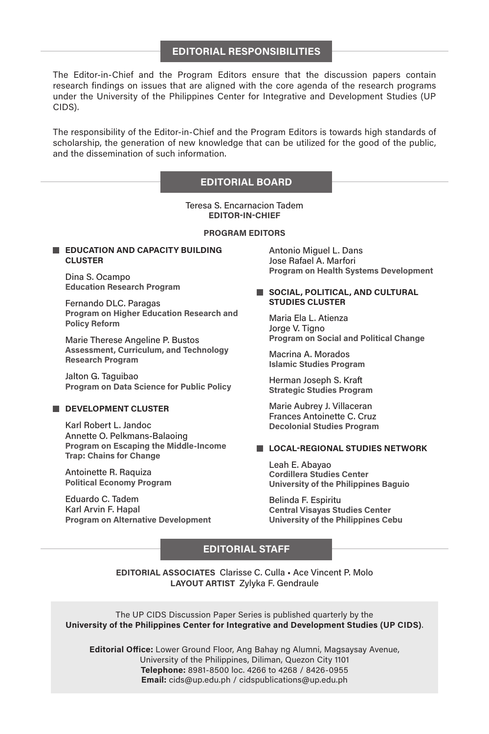## EDITORIAL RESPONSIBILITIES

The Editor-in-Chief and the Program Editors ensure that the discussion papers contain research findings on issues that are aligned with the core agenda of the research programs under the University of the Philippines Center for Integrative and Development Studies (UP CIDS).

The responsibility of the Editor-in-Chief and the Program Editors is towards high standards of scholarship, the generation of new knowledge that can be utilized for the good of the public, and the dissemination of such information.

## EDITORIAL BOARD

Teresa S. Encarnacion Tadem
**EDITOR-IN-CHIEF**

**PROGRAM EDITORS**

### EDUCATION AND CAPACITY BUILDING CLUSTER

Dina S. Ocampo
**Education Research Program**

Fernando DLC. Paragas
**Program on Higher Education Research and Policy Reform**

Marie Therese Angeline P. Bustos
**Assessment, Curriculum, and Technology Research Program**

Jalton G. Taguibao
**Program on Data Science for Public Policy**

### DEVELOPMENT CLUSTER

Karl Robert L. Jandoc
Annette O. Pelkmans-Balaoing
**Program on Escaping the Middle-Income Trap: Chains for Change**

Antoinette R. Raquiza
**Political Economy Program**

Eduardo C. Tadem
Karl Arvin F. Hapal
**Program on Alternative Development**

Antonio Miguel L. Dans
Jose Rafael A. Marfori
**Program on Health Systems Development**

### SOCIAL, POLITICAL, AND CULTURAL STUDIES CLUSTER

Maria Ela L. Atienza
Jorge V. Tigno
**Program on Social and Political Change**

Macrina A. Morados
**Islamic Studies Program**

Herman Joseph S. Kraft
**Strategic Studies Program**

Marie Aubrey J. Villaceran
Frances Antoinette C. Cruz
**Decolonial Studies Program**

### LOCAL-REGIONAL STUDIES NETWORK

Leah E. Abayao
**Cordillera Studies Center**
**University of the Philippines Baguio**

Belinda F. Espiritu
**Central Visayas Studies Center**
**University of the Philippines Cebu**

## EDITORIAL STAFF

**EDITORIAL ASSOCIATES** Clarisse C. Culla • Ace Vincent P. Molo
**LAYOUT ARTIST** Zylyka F. Gendraule

The UP CIDS Discussion Paper Series is published quarterly by the
**University of the Philippines Center for Integrative and Development Studies (UP CIDS)**.

**Editorial Office:** Lower Ground Floor, Ang Bahay ng Alumni, Magsaysay Avenue, University of the Philippines, Diliman, Quezon City 1101
**Telephone:** 8981-8500 loc. 4266 to 4268 / 8426-0955
**Email:** cids@up.edu.ph / cidspublications@up.edu.ph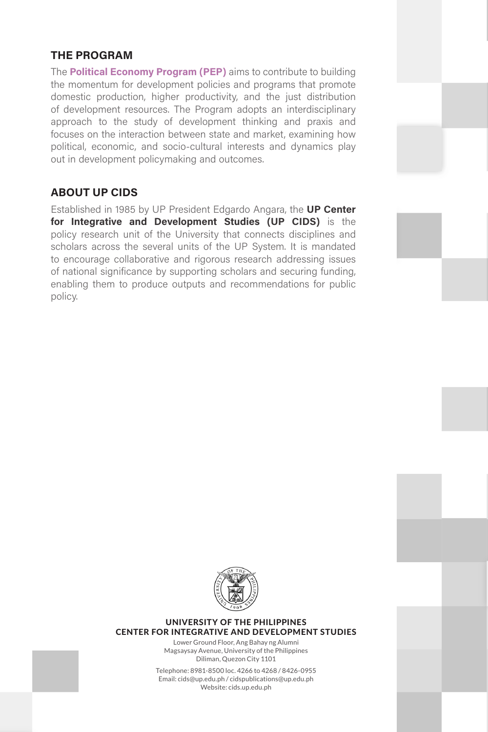## THE PROGRAM

The **Political Economy Program (PEP)** aims to contribute to building the momentum for development policies and programs that promote domestic production, higher productivity, and the just distribution of development resources. The Program adopts an interdisciplinary approach to the study of development thinking and praxis and focuses on the interaction between state and market, examining how political, economic, and socio-cultural interests and dynamics play out in development policymaking and outcomes.

## ABOUT UP CIDS

Established in 1985 by UP President Edgardo Angara, the **UP Center for Integrative and Development Studies (UP CIDS)** is the policy research unit of the University that connects disciplines and scholars across the several units of the UP System. It is mandated to encourage collaborative and rigorous research addressing issues of national significance by supporting scholars and securing funding, enabling them to produce outputs and recommendations for public policy.

**UNIVERSITY OF THE PHILIPPINES**
**CENTER FOR INTEGRATIVE AND DEVELOPMENT STUDIES**

Lower Ground Floor, Ang Bahay ng Alumni
Magsaysay Avenue, University of the Philippines
Diliman, Quezon City 1101

Telephone: 8981-8500 loc. 4266 to 4268 / 8426-0955
Email: cids@up.edu.ph / cidspublications@up.edu.ph
Website: cids.up.edu.ph